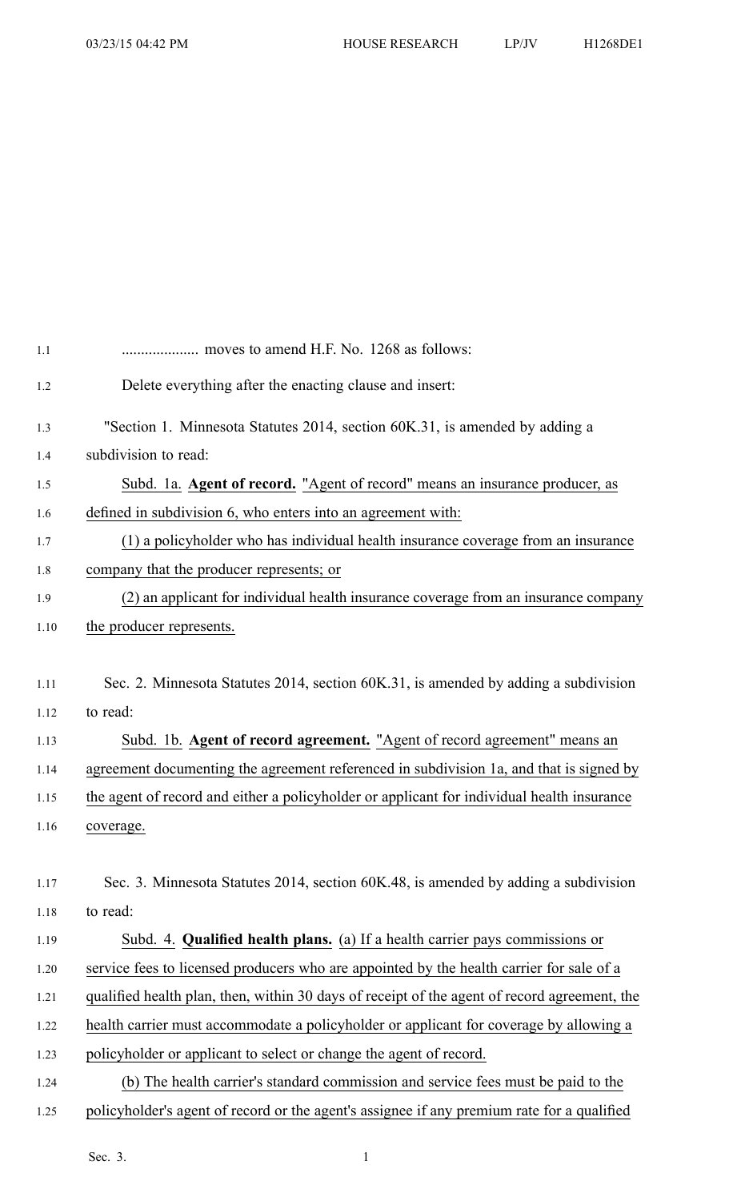.................... moves to amend H.F. No. 1268 as follows:

Delete everything after the enacting clause and insert:

"Section 1. Minnesota Statutes 2014, section 60K.31, is amended by adding a subdivision to read:

Subd. 1a. **Agent of record.** "Agent of record" means an insurance producer, as defined in subdivision 6, who enters into an agreement with:

(1) a policyholder who has individual health insurance coverage from an insurance company that the producer represents; or

(2) an applicant for individual health insurance coverage from an insurance company the producer represents.

Sec. 2. Minnesota Statutes 2014, section 60K.31, is amended by adding a subdivision to read:

Subd. 1b. **Agent of record agreement.** "Agent of record agreement" means an agreement documenting the agreement referenced in subdivision 1a, and that is signed by the agent of record and either a policyholder or applicant for individual health insurance coverage.

Sec. 3. Minnesota Statutes 2014, section 60K.48, is amended by adding a subdivision to read:

Subd. 4. **Qualified health plans.** (a) If a health carrier pays commissions or service fees to licensed producers who are appointed by the health carrier for sale of a qualified health plan, then, within 30 days of receipt of the agent of record agreement, the health carrier must accommodate a policyholder or applicant for coverage by allowing a policyholder or applicant to select or change the agent of record.

(b) The health carrier's standard commission and service fees must be paid to the policyholder's agent of record or the agent's assignee if any premium rate for a qualified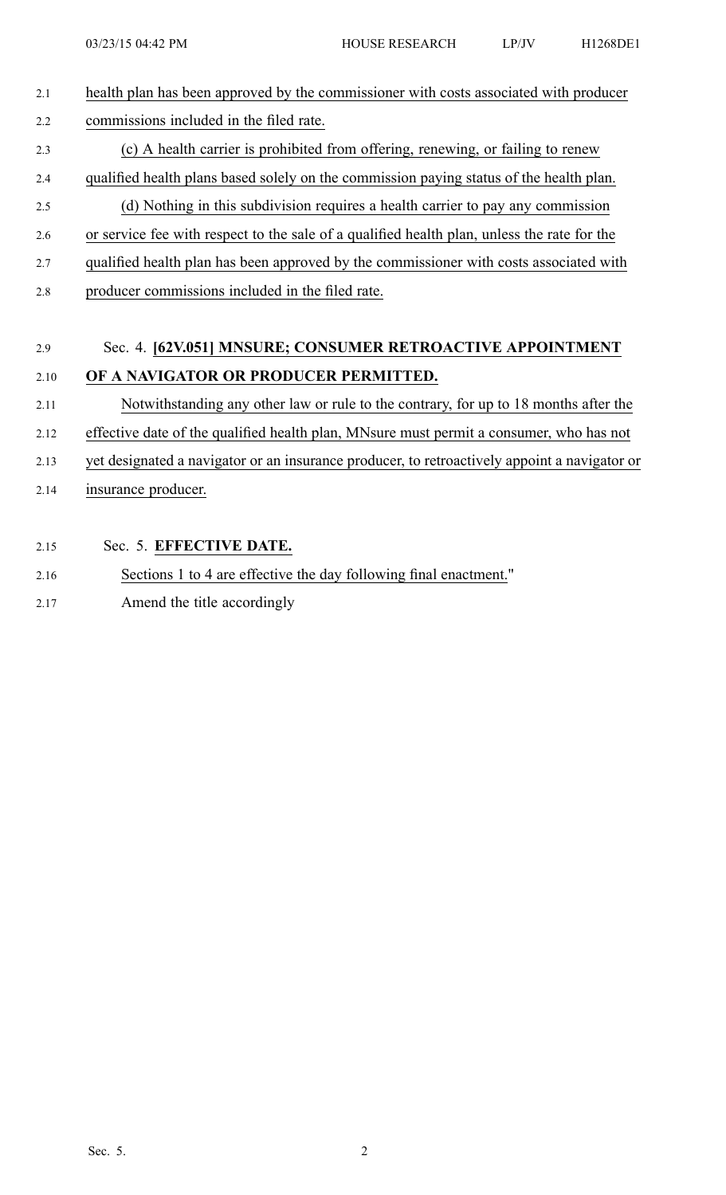health plan has been approved by the commissioner with costs associated with producer commissions included in the filed rate.

(c) A health carrier is prohibited from offering, renewing, or failing to renew qualified health plans based solely on the commission paying status of the health plan.

(d) Nothing in this subdivision requires a health carrier to pay any commission or service fee with respect to the sale of a qualified health plan, unless the rate for the qualified health plan has been approved by the commissioner with costs associated with producer commissions included in the filed rate.

Sec. 4. **[62V.051] MNSURE; CONSUMER RETROACTIVE APPOINTMENT OF A NAVIGATOR OR PRODUCER PERMITTED.**

Notwithstanding any other law or rule to the contrary, for up to 18 months after the effective date of the qualified health plan, MNsure must permit a consumer, who has not yet designated a navigator or an insurance producer, to retroactively appoint a navigator or insurance producer.

Sec. 5. **EFFECTIVE DATE.**

Sections 1 to 4 are effective the day following final enactment."

Amend the title accordingly